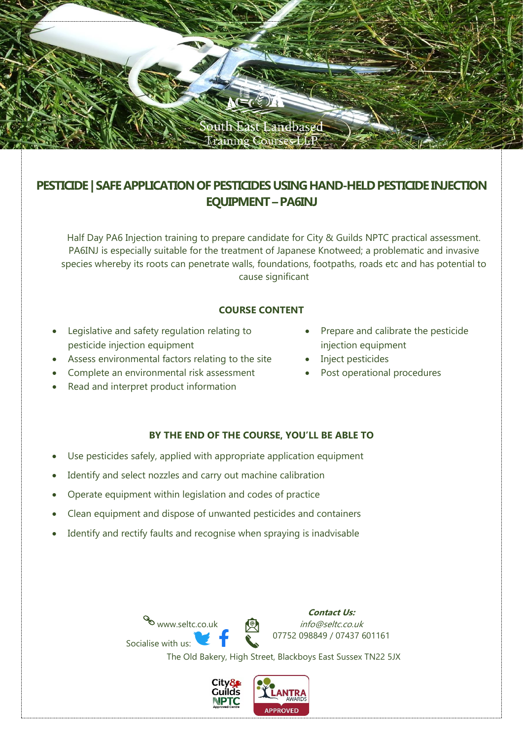South East Landbased Training Courses LLP

# PESTICIDE | SAFE APPLICATION OF PESTICIDES USING HAND-HELD PESTICIDE INJECTION EQUIPMENT – PA6INJ

Half Day PA6 Injection training to prepare candidate for City & Guilds NPTC practical assessment. PA6INJ is especially suitable for the treatment of Japanese Knotweed; a problematic and invasive species whereby its roots can penetrate walls, foundations, footpaths, roads etc and has potential to cause significant

### COURSE CONTENT

- Legislative and safety regulation relating to pesticide injection equipment
- Assess environmental factors relating to the site
- Complete an environmental risk assessment
- Read and interpret product information
- Prepare and calibrate the pesticide injection equipment
- Inject pesticides
- Post operational procedures

### BY THE END OF THE COURSE, YOU'LL BE ABLE TO

- Use pesticides safely, applied with appropriate application equipment
- Identify and select nozzles and carry out machine calibration
- Operate equipment within legislation and codes of practice
- Clean equipment and dispose of unwanted pesticides and containers
- Identify and rectify faults and recognise when spraying is inadvisable

www.seltc.co.uk

Socialise with us:

***Contact Us:***
*info@seltc.co.uk*
07752 098849 / 07437 601161

The Old Bakery, High Street, Blackboys East Sussex TN22 5JX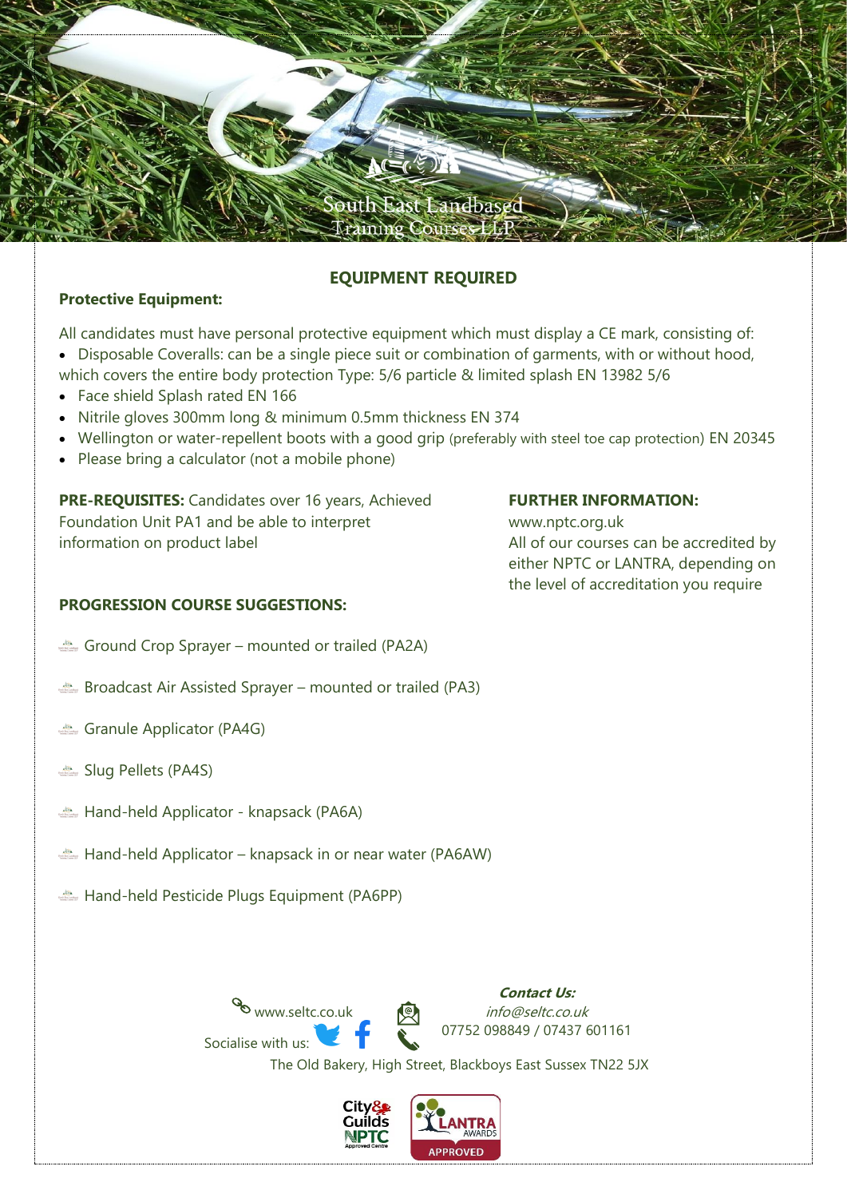## EQUIPMENT REQUIRED

**Protective Equipment:**

All candidates must have personal protective equipment which must display a CE mark, consisting of:

- Disposable Coveralls: can be a single piece suit or combination of garments, with or without hood, which covers the entire body protection Type: 5/6 particle & limited splash EN 13982 5/6
- Face shield Splash rated EN 166
- Nitrile gloves 300mm long & minimum 0.5mm thickness EN 374
- Wellington or water-repellent boots with a good grip (preferably with steel toe cap protection) EN 20345
- Please bring a calculator (not a mobile phone)

**PRE-REQUISITES:** Candidates over 16 years, Achieved Foundation Unit PA1 and be able to interpret information on product label

**FURTHER INFORMATION:**

www.nptc.org.uk

All of our courses can be accredited by either NPTC or LANTRA, depending on the level of accreditation you require

**PROGRESSION COURSE SUGGESTIONS:**

- Ground Crop Sprayer – mounted or trailed (PA2A)
- Broadcast Air Assisted Sprayer – mounted or trailed (PA3)
- Granule Applicator (PA4G)
- Slug Pellets (PA4S)
- Hand-held Applicator - knapsack (PA6A)
- Hand-held Applicator – knapsack in or near water (PA6AW)
- Hand-held Pesticide Plugs Equipment (PA6PP)

www.seltc.co.uk

Socialise with us:

***Contact Us:***

*info@seltc.co.uk*

07752 098849 / 07437 601161

The Old Bakery, High Street, Blackboys East Sussex TN22 5JX